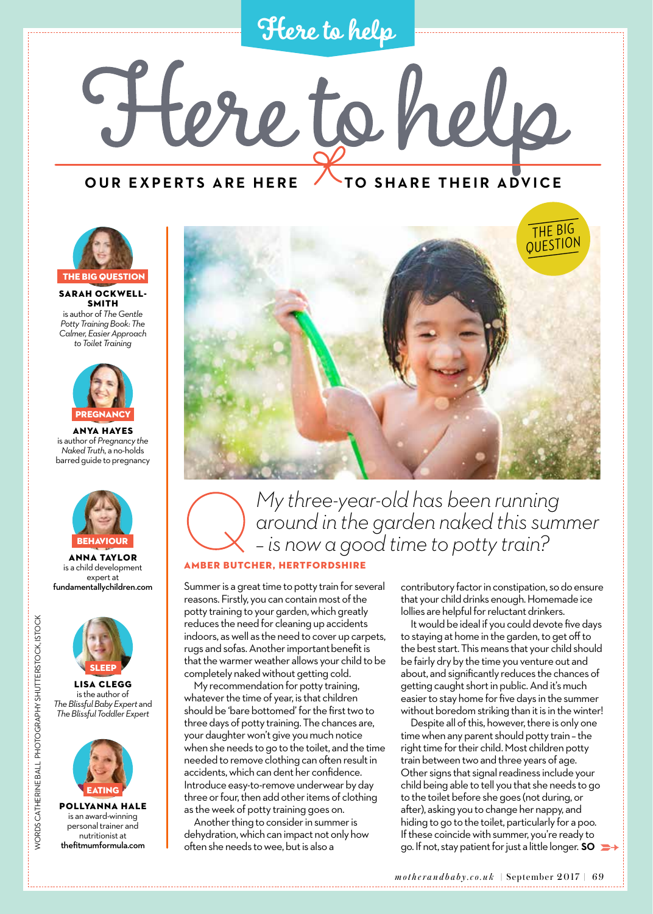# Here to help

## OUR EXPERTS ARE HERE TO SHARE THEIR ADVICE

**THE BIG QUESTION**
**SARAH OCKWELL-SMITH** is author of *The Gentle Potty Training Book: The Calmer, Easier Approach to Toilet Training*

**PREGNANCY**
**ANYA HAYES** is author of *Pregnancy the Naked Truth*, a no-holds barred guide to pregnancy

**BEHAVIOUR**
**ANNA TAYLOR** is a child development expert at **fundamentallychildren.com**

**SLEEP**
**LISA CLEGG** is the author of *The Blissful Baby Expert* and *The Blissful Toddler Expert*

**EATING**
**POLLYANNA HALE** is an award-winning personal trainer and nutritionist at **thefitmumformula.com**

WORDS CATHERINE BALL. PHOTOGRAPHY SHUTTERSTOCK, ISTOCK

THE BIG QUESTION

## Q *My three-year-old has been running around in the garden naked this summer – is now a good time to potty train?*

**AMBER BUTCHER, HERTFORDSHIRE**

Summer is a great time to potty train for several reasons. Firstly, you can contain most of the potty training to your garden, which greatly reduces the need for cleaning up accidents indoors, as well as the need to cover up carpets, rugs and sofas. Another important benefit is that the warmer weather allows your child to be completely naked without getting cold.

My recommendation for potty training, whatever the time of year, is that children should be 'bare bottomed' for the first two to three days of potty training. The chances are, your daughter won't give you much notice when she needs to go to the toilet, and the time needed to remove clothing can often result in accidents, which can dent her confidence. Introduce easy-to-remove underwear by day three or four, then add other items of clothing as the week of potty training goes on.

Another thing to consider in summer is dehydration, which can impact not only how often she needs to wee, but is also a contributory factor in constipation, so do ensure that your child drinks enough. Homemade ice lollies are helpful for reluctant drinkers.

It would be ideal if you could devote five days to staying at home in the garden, to get off to the best start. This means that your child should be fairly dry by the time you venture out and about, and significantly reduces the chances of getting caught short in public. And it's much easier to stay home for five days in the summer without boredom striking than it is in the winter!

Despite all of this, however, there is only one time when any parent should potty train – the right time for their child. Most children potty train between two and three years of age. Other signs that signal readiness include your child being able to tell you that she needs to go to the toilet before she goes (not during, or after), asking you to change her nappy, and hiding to go to the toilet, particularly for a poo. If these coincide with summer, you're ready to go. If not, stay patient for just a little longer. **SO**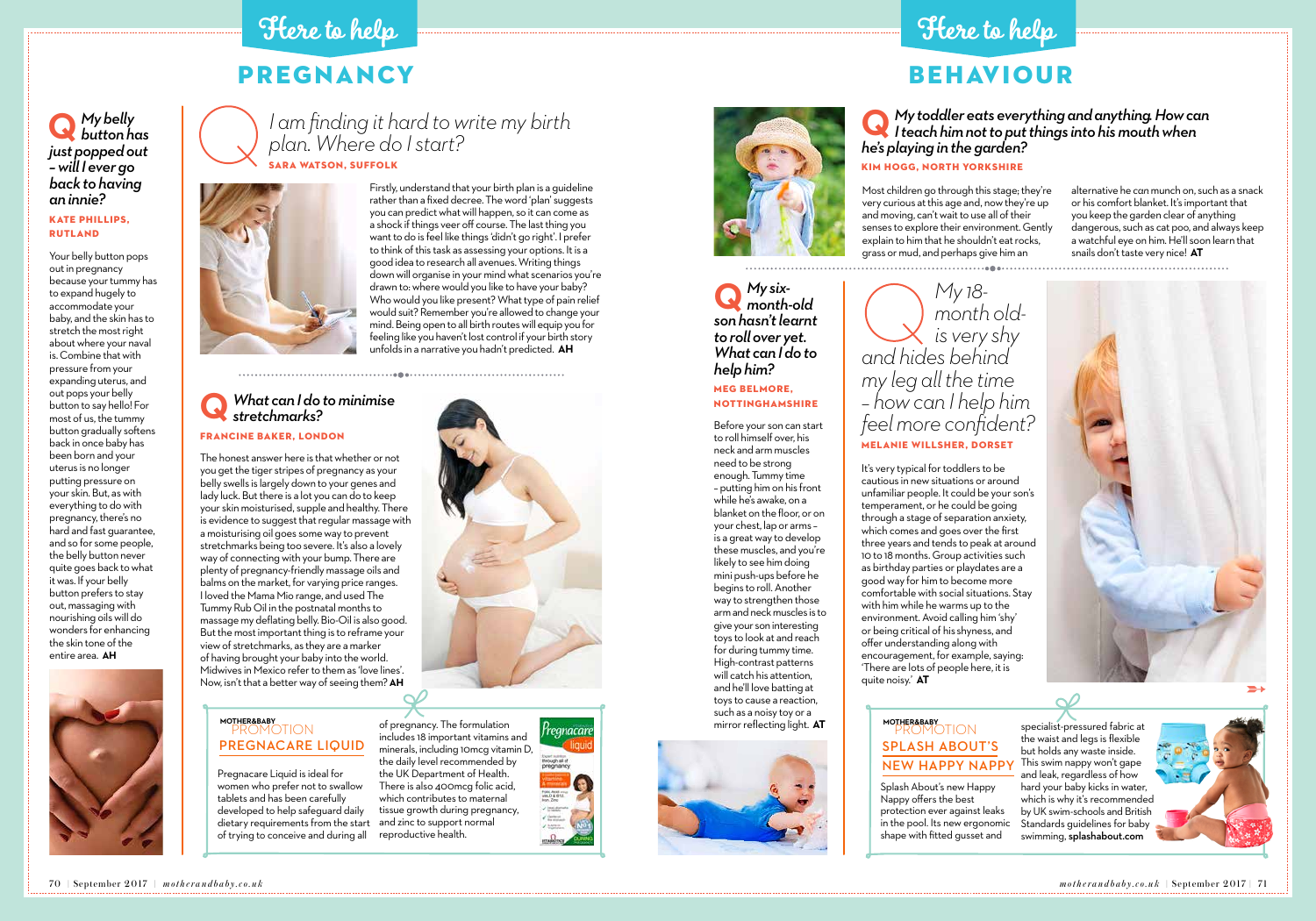# Here to help

## PREGNANCY

### Q *My belly button has just popped out – will I ever go back to having an innie?*

**KATE PHILLIPS, RUTLAND**

Your belly button pops out in pregnancy because your tummy has to expand hugely to accommodate your baby, and the skin has to stretch the most right about where your naval is. Combine that with pressure from your expanding uterus, and out pops your belly button to say hello! For most of us, the tummy button gradually softens back in once baby has been born and your uterus is no longer putting pressure on your skin. But, as with everything to do with pregnancy, there's no hard and fast guarantee, and so for some people, the belly button never quite goes back to what it was. If your belly button prefers to stay out, massaging with nourishing oils will do wonders for enhancing the skin tone of the entire area. **AH**

### Q *I am finding it hard to write my birth plan. Where do I start?*

**SARA WATSON, SUFFOLK**

Firstly, understand that your birth plan is a guideline rather than a fixed decree. The word 'plan' suggests you can predict what will happen, so it can come as a shock if things veer off course. The last thing you want to do is feel like things 'didn't go right'. I prefer to think of this task as assessing your options. It is a good idea to research all avenues. Writing things down will organise in your mind what scenarios you're drawn to: where would you like to have your baby? Who would you like present? What type of pain relief would suit? Remember you're allowed to change your mind. Being open to all birth routes will equip you for feeling like you haven't lost control if your birth story unfolds in a narrative you hadn't predicted. **AH**

### Q *What can I do to minimise stretchmarks?*

**FRANCINE BAKER, LONDON**

The honest answer here is that whether or not you get the tiger stripes of pregnancy as your belly swells is largely down to your genes and lady luck. But there is a lot you can do to keep your skin moisturised, supple and healthy. There is evidence to suggest that regular massage with a moisturising oil goes some way to prevent stretchmarks being too severe. It's also a lovely way of connecting with your bump. There are plenty of pregnancy-friendly massage oils and balms on the market, for varying price ranges. I loved the Mama Mio range, and used The Tummy Rub Oil in the postnatal months to massage my deflating belly. Bio-Oil is also good. But the most important thing is to reframe your view of stretchmarks, as they are a marker of having brought your baby into the world. Midwives in Mexico refer to them as 'love lines'. Now, isn't that a better way of seeing them? **AH**

MOTHER&BABY PROMOTION

**PREGNACARE LIQUID**

Pregnacare Liquid is ideal for women who prefer not to swallow tablets and has been carefully developed to help safeguard daily dietary requirements from the start of trying to conceive and during all of pregnancy. The formulation includes 18 important vitamins and minerals, including 10mcg vitamin D, the daily level recommended by the UK Department of Health. There is also 400mcg folic acid, which contributes to maternal tissue growth during pregnancy, and zinc to support normal reproductive health.

# Here to help

## BEHAVIOUR

### Q *My toddler eats everything and anything. How can I teach him not to put things into his mouth when he's playing in the garden?*

**KIM HOGG, NORTH YORKSHIRE**

Most children go through this stage; they're very curious at this age and, now they're up and moving, can't wait to use all of their senses to explore their environment. Gently explain to him that he shouldn't eat rocks, grass or mud, and perhaps give him an alternative he *can* munch on, such as a snack or his comfort blanket. It's important that you keep the garden clear of anything dangerous, such as cat poo, and always keep a watchful eye on him. He'll soon learn that snails don't taste very nice! **AT**

### Q *My six-month-old son hasn't learnt to roll over yet. What can I do to help him?*

**MEG BELMORE, NOTTINGHAMSHIRE**

Before your son can start to roll himself over, his neck and arm muscles need to be strong enough. Tummy time – putting him on his front while he's awake, on a blanket on the floor, or on your chest, lap or arms – is a great way to develop these muscles, and you're likely to see him doing mini push-ups before he begins to roll. Another way to strengthen those arm and neck muscles is to give your son interesting toys to look at and reach for during tummy time. High-contrast patterns will catch his attention, and he'll love batting at toys to cause a reaction, such as a noisy toy or a mirror reflecting light. **AT**

### Q *My 18-month old-is very shy and hides behind my leg all the time – how can I help him feel more confident?*

**MELANIE WILLSHER, DORSET**

It's very typical for toddlers to be cautious in new situations or around unfamiliar people. It could be your son's temperament, or he could be going through a stage of separation anxiety, which comes and goes over the first three years and tends to peak at around 10 to 18 months. Group activities such as birthday parties or playdates are a good way for him to become more comfortable with social situations. Stay with him while he warms up to the environment. Avoid calling him 'shy' or being critical of his shyness, and offer understanding along with encouragement, for example, saying: 'There are lots of people here, it is quite noisy.' **AT**

MOTHER&BABY PROMOTION

**SPLASH ABOUT'S NEW HAPPY NAPPY**

Splash About's new Happy Nappy offers the best protection ever against leaks in the pool. Its new ergonomic shape with fitted gusset and specialist-pressured fabric at the waist and legs is flexible but holds any waste inside. This swim nappy won't gape and leak, regardless of how hard your baby kicks in water, which is why it's recommended by UK swim-schools and British Standards guidelines for baby swimming. **splashabout.com**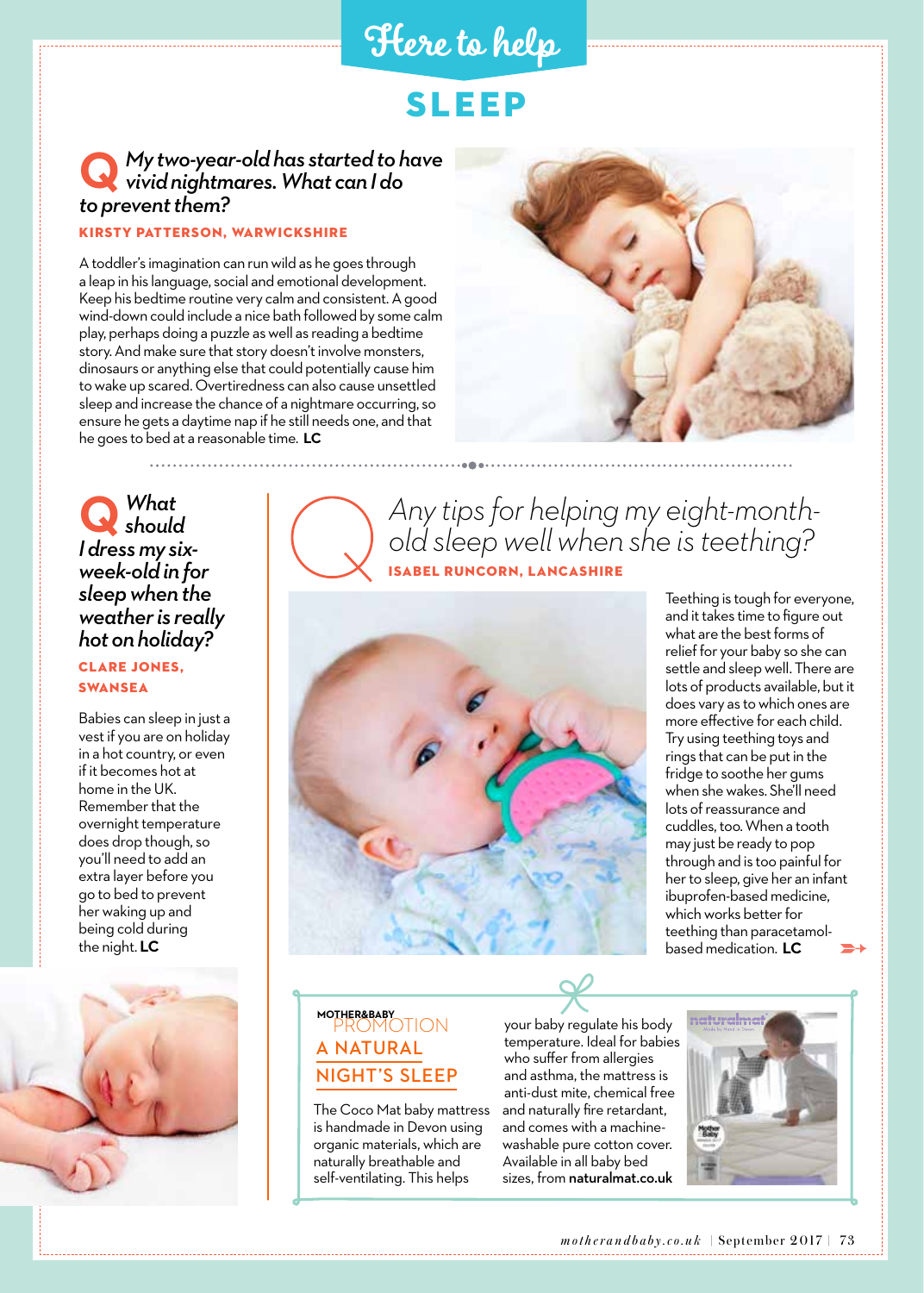# Here to help

## SLEEP

### Q *My two-year-old has started to have vivid nightmares. What can I do to prevent them?*

**KIRSTY PATTERSON, WARWICKSHIRE**

A toddler's imagination can run wild as he goes through a leap in his language, social and emotional development. Keep his bedtime routine very calm and consistent. A good wind-down could include a nice bath followed by some calm play, perhaps doing a puzzle as well as reading a bedtime story. And make sure that story doesn't involve monsters, dinosaurs or anything else that could potentially cause him to wake up scared. Overtiredness can also cause unsettled sleep and increase the chance of a nightmare occurring, so ensure he gets a daytime nap if he still needs one, and that he goes to bed at a reasonable time. **LC**

### Q *What should I dress my six-week-old in for sleep when the weather is really hot on holiday?*

**CLARE JONES, SWANSEA**

Babies can sleep in just a vest if you are on holiday in a hot country, or even if it becomes hot at home in the UK. Remember that the overnight temperature does drop though, so you'll need to add an extra layer before you go to bed to prevent her waking up and being cold during the night. **LC**

### Q *Any tips for helping my eight-month-old sleep well when she is teething?*

**ISABEL RUNCORN, LANCASHIRE**

Teething is tough for everyone, and it takes time to figure out what are the best forms of relief for your baby so she can settle and sleep well. There are lots of products available, but it does vary as to which ones are more effective for each child. Try using teething toys and rings that can be put in the fridge to soothe her gums when she wakes. She'll need lots of reassurance and cuddles, too. When a tooth may just be ready to pop through and is too painful for her to sleep, give her an infant ibuprofen-based medicine, which works better for teething than paracetamol-based medication. **LC**

MOTHER&BABY PROMOTION

### A NATURAL NIGHT'S SLEEP

The Coco Mat baby mattress is handmade in Devon using organic materials, which are naturally breathable and self-ventilating. This helps your baby regulate his body temperature. Ideal for babies who suffer from allergies and asthma, the mattress is anti-dust mite, chemical free and naturally fire retardant, and comes with a machine-washable pure cotton cover. Available in all baby bed sizes, from **naturalmat.co.uk**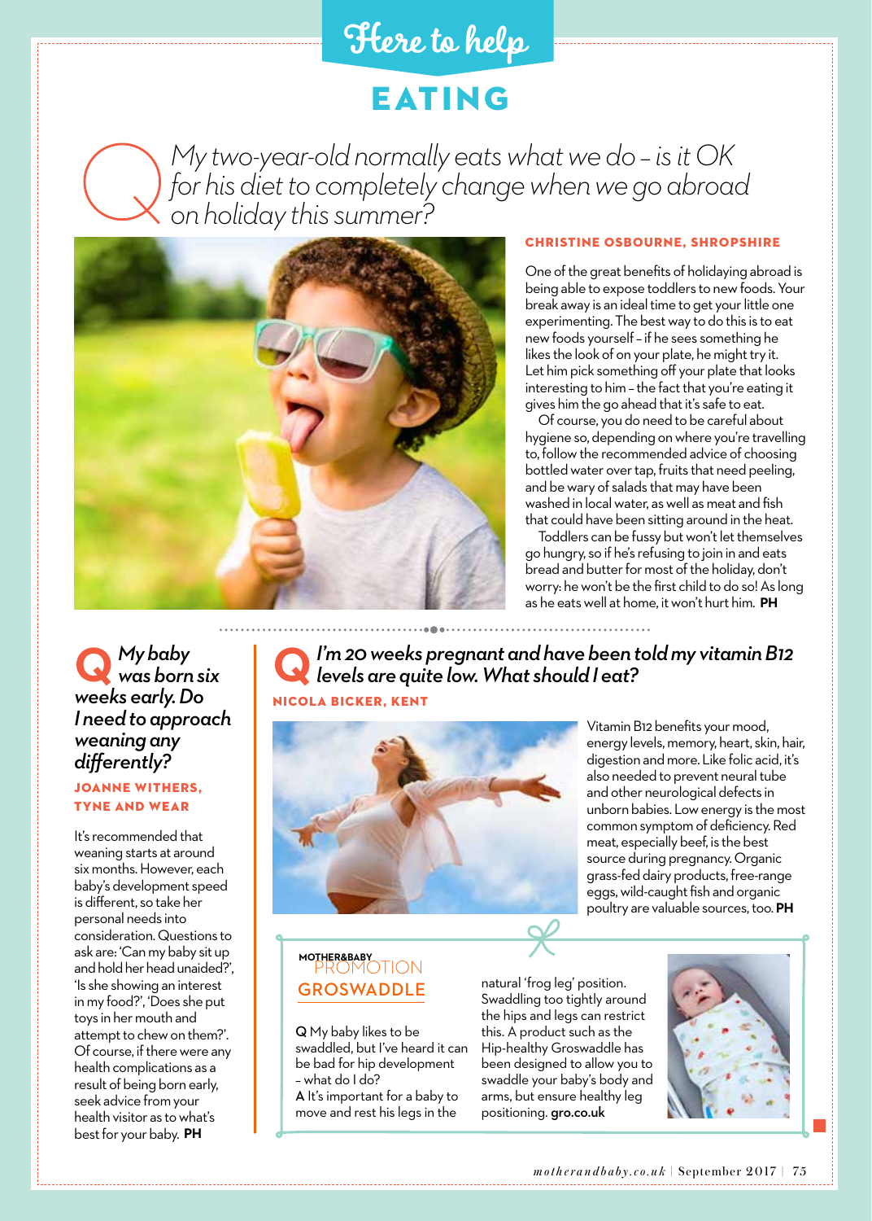# Here to help

## EATING

*My two-year-old normally eats what we do – is it OK for his diet to completely change when we go abroad on holiday this summer?*

**CHRISTINE OSBOURNE, SHROPSHIRE**

One of the great benefits of holidaying abroad is being able to expose toddlers to new foods. Your break away is an ideal time to get your little one experimenting. The best way to do this is to eat new foods yourself – if he sees something he likes the look of on your plate, he might try it. Let him pick something off your plate that looks interesting to him – the fact that you're eating it gives him the go ahead that it's safe to eat.

Of course, you do need to be careful about hygiene so, depending on where you're travelling to, follow the recommended advice of choosing bottled water over tap, fruits that need peeling, and be wary of salads that may have been washed in local water, as well as meat and fish that could have been sitting around in the heat.

Toddlers can be fussy but won't let themselves go hungry, so if he's refusing to join in and eats bread and butter for most of the holiday, don't worry: he won't be the first child to do so! As long as he eats well at home, it won't hurt him. **PH**

**Q** *My baby was born six weeks early. Do I need to approach weaning any differently?*

**JOANNE WITHERS, TYNE AND WEAR**

It's recommended that weaning starts at around six months. However, each baby's development speed is different, so take her personal needs into consideration. Questions to ask are: 'Can my baby sit up and hold her head unaided?', 'Is she showing an interest in my food?', 'Does she put toys in her mouth and attempt to chew on them?'. Of course, if there were any health complications as a result of being born early, seek advice from your health visitor as to what's best for your baby. **PH**

**Q** *I'm 20 weeks pregnant and have been told my vitamin B12 levels are quite low. What should I eat?*

**NICOLA BICKER, KENT**

Vitamin B12 benefits your mood, energy levels, memory, heart, skin, hair, digestion and more. Like folic acid, it's also needed to prevent neural tube and other neurological defects in unborn babies. Low energy is the most common symptom of deficiency. Red meat, especially beef, is the best source during pregnancy. Organic grass-fed dairy products, free-range eggs, wild-caught fish and organic poultry are valuable sources, too. **PH**

MOTHER&BABY PROMOTION

**GROSWADDLE**

**Q** My baby likes to be swaddled, but I've heard it can be bad for hip development – what do I do?

**A** It's important for a baby to move and rest his legs in the natural 'frog leg' position. Swaddling too tightly around the hips and legs can restrict this. A product such as the Hip-healthy Groswaddle has been designed to allow you to swaddle your baby's body and arms, but ensure healthy leg positioning. **gro.co.uk**